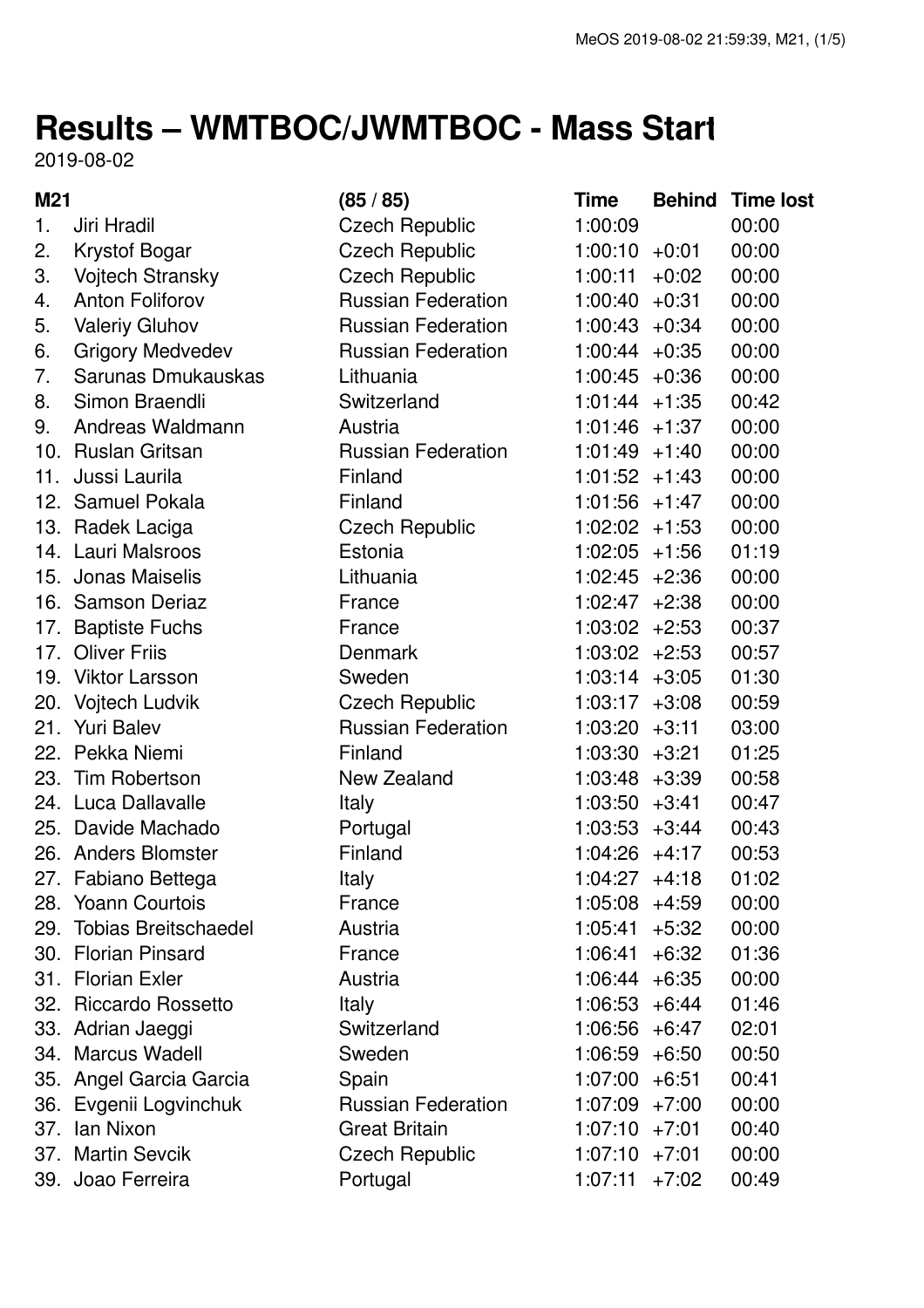# Results – WMTBOC/JWMTBOC - Mass Start

2019-08-02

| M21 | | (85 / 85) | Time | Behind | Time lost |
|---|---|---|---|---|---|
| 1. | Jiri Hradil | Czech Republic | 1:00:09 | | 00:00 |
| 2. | Krystof Bogar | Czech Republic | 1:00:10 | +0:01 | 00:00 |
| 3. | Vojtech Stransky | Czech Republic | 1:00:11 | +0:02 | 00:00 |
| 4. | Anton Foliforov | Russian Federation | 1:00:40 | +0:31 | 00:00 |
| 5. | Valeriy Gluhov | Russian Federation | 1:00:43 | +0:34 | 00:00 |
| 6. | Grigory Medvedev | Russian Federation | 1:00:44 | +0:35 | 00:00 |
| 7. | Sarunas Dmukauskas | Lithuania | 1:00:45 | +0:36 | 00:00 |
| 8. | Simon Braendli | Switzerland | 1:01:44 | +1:35 | 00:42 |
| 9. | Andreas Waldmann | Austria | 1:01:46 | +1:37 | 00:00 |
| 10. | Ruslan Gritsan | Russian Federation | 1:01:49 | +1:40 | 00:00 |
| 11. | Jussi Laurila | Finland | 1:01:52 | +1:43 | 00:00 |
| 12. | Samuel Pokala | Finland | 1:01:56 | +1:47 | 00:00 |
| 13. | Radek Laciga | Czech Republic | 1:02:02 | +1:53 | 00:00 |
| 14. | Lauri Malsroos | Estonia | 1:02:05 | +1:56 | 01:19 |
| 15. | Jonas Maiselis | Lithuania | 1:02:45 | +2:36 | 00:00 |
| 16. | Samson Deriaz | France | 1:02:47 | +2:38 | 00:00 |
| 17. | Baptiste Fuchs | France | 1:03:02 | +2:53 | 00:37 |
| 17. | Oliver Friis | Denmark | 1:03:02 | +2:53 | 00:57 |
| 19. | Viktor Larsson | Sweden | 1:03:14 | +3:05 | 01:30 |
| 20. | Vojtech Ludvik | Czech Republic | 1:03:17 | +3:08 | 00:59 |
| 21. | Yuri Balev | Russian Federation | 1:03:20 | +3:11 | 03:00 |
| 22. | Pekka Niemi | Finland | 1:03:30 | +3:21 | 01:25 |
| 23. | Tim Robertson | New Zealand | 1:03:48 | +3:39 | 00:58 |
| 24. | Luca Dallavalle | Italy | 1:03:50 | +3:41 | 00:47 |
| 25. | Davide Machado | Portugal | 1:03:53 | +3:44 | 00:43 |
| 26. | Anders Blomster | Finland | 1:04:26 | +4:17 | 00:53 |
| 27. | Fabiano Bettega | Italy | 1:04:27 | +4:18 | 01:02 |
| 28. | Yoann Courtois | France | 1:05:08 | +4:59 | 00:00 |
| 29. | Tobias Breitschaedel | Austria | 1:05:41 | +5:32 | 00:00 |
| 30. | Florian Pinsard | France | 1:06:41 | +6:32 | 01:36 |
| 31. | Florian Exler | Austria | 1:06:44 | +6:35 | 00:00 |
| 32. | Riccardo Rossetto | Italy | 1:06:53 | +6:44 | 01:46 |
| 33. | Adrian Jaeggi | Switzerland | 1:06:56 | +6:47 | 02:01 |
| 34. | Marcus Wadell | Sweden | 1:06:59 | +6:50 | 00:50 |
| 35. | Angel Garcia Garcia | Spain | 1:07:00 | +6:51 | 00:41 |
| 36. | Evgenii Logvinchuk | Russian Federation | 1:07:09 | +7:00 | 00:00 |
| 37. | Ian Nixon | Great Britain | 1:07:10 | +7:01 | 00:40 |
| 37. | Martin Sevcik | Czech Republic | 1:07:10 | +7:01 | 00:00 |
| 39. | Joao Ferreira | Portugal | 1:07:11 | +7:02 | 00:49 |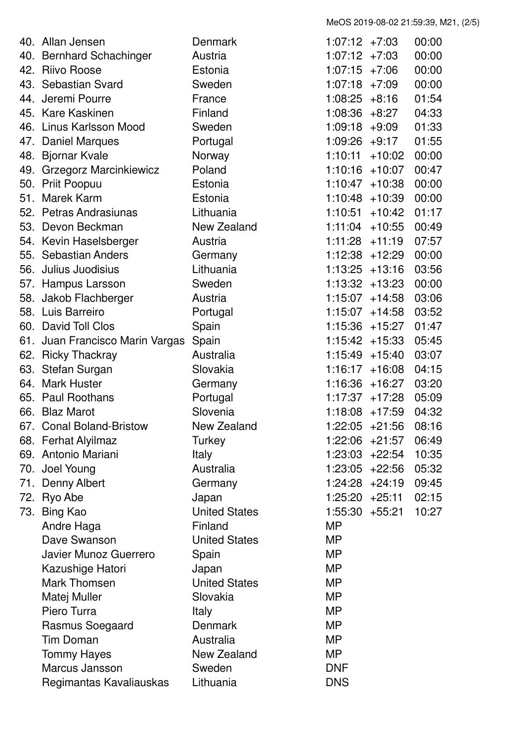| Place | Name | Country | Time | Behind | |
|---|---|---|---|---|---|
| 40. | Allan Jensen | Denmark | 1:07:12 | +7:03 | 00:00 |
| 40. | Bernhard Schachinger | Austria | 1:07:12 | +7:03 | 00:00 |
| 42. | Riivo Roose | Estonia | 1:07:15 | +7:06 | 00:00 |
| 43. | Sebastian Svard | Sweden | 1:07:18 | +7:09 | 00:00 |
| 44. | Jeremi Pourre | France | 1:08:25 | +8:16 | 01:54 |
| 45. | Kare Kaskinen | Finland | 1:08:36 | +8:27 | 04:33 |
| 46. | Linus Karlsson Mood | Sweden | 1:09:18 | +9:09 | 01:33 |
| 47. | Daniel Marques | Portugal | 1:09:26 | +9:17 | 01:55 |
| 48. | Bjornar Kvale | Norway | 1:10:11 | +10:02 | 00:00 |
| 49. | Grzegorz Marcinkiewicz | Poland | 1:10:16 | +10:07 | 00:47 |
| 50. | Priit Poopuu | Estonia | 1:10:47 | +10:38 | 00:00 |
| 51. | Marek Karm | Estonia | 1:10:48 | +10:39 | 00:00 |
| 52. | Petras Andrasiunas | Lithuania | 1:10:51 | +10:42 | 01:17 |
| 53. | Devon Beckman | New Zealand | 1:11:04 | +10:55 | 00:49 |
| 54. | Kevin Haselsberger | Austria | 1:11:28 | +11:19 | 07:57 |
| 55. | Sebastian Anders | Germany | 1:12:38 | +12:29 | 00:00 |
| 56. | Julius Juodisius | Lithuania | 1:13:25 | +13:16 | 03:56 |
| 57. | Hampus Larsson | Sweden | 1:13:32 | +13:23 | 00:00 |
| 58. | Jakob Flachberger | Austria | 1:15:07 | +14:58 | 03:06 |
| 58. | Luis Barreiro | Portugal | 1:15:07 | +14:58 | 03:52 |
| 60. | David Toll Clos | Spain | 1:15:36 | +15:27 | 01:47 |
| 61. | Juan Francisco Marin Vargas | Spain | 1:15:42 | +15:33 | 05:45 |
| 62. | Ricky Thackray | Australia | 1:15:49 | +15:40 | 03:07 |
| 63. | Stefan Surgan | Slovakia | 1:16:17 | +16:08 | 04:15 |
| 64. | Mark Huster | Germany | 1:16:36 | +16:27 | 03:20 |
| 65. | Paul Roothans | Portugal | 1:17:37 | +17:28 | 05:09 |
| 66. | Blaz Marot | Slovenia | 1:18:08 | +17:59 | 04:32 |
| 67. | Conal Boland-Bristow | New Zealand | 1:22:05 | +21:56 | 08:16 |
| 68. | Ferhat Alyilmaz | Turkey | 1:22:06 | +21:57 | 06:49 |
| 69. | Antonio Mariani | Italy | 1:23:03 | +22:54 | 10:35 |
| 70. | Joel Young | Australia | 1:23:05 | +22:56 | 05:32 |
| 71. | Denny Albert | Germany | 1:24:28 | +24:19 | 09:45 |
| 72. | Ryo Abe | Japan | 1:25:20 | +25:11 | 02:15 |
| 73. | Bing Kao | United States | 1:55:30 | +55:21 | 10:27 |
| | Andre Haga | Finland | MP | | |
| | Dave Swanson | United States | MP | | |
| | Javier Munoz Guerrero | Spain | MP | | |
| | Kazushige Hatori | Japan | MP | | |
| | Mark Thomsen | United States | MP | | |
| | Matej Muller | Slovakia | MP | | |
| | Piero Turra | Italy | MP | | |
| | Rasmus Soegaard | Denmark | MP | | |
| | Tim Doman | Australia | MP | | |
| | Tommy Hayes | New Zealand | MP | | |
| | Marcus Jansson | Sweden | DNF | | |
| | Regimantas Kavaliauskas | Lithuania | DNS | | |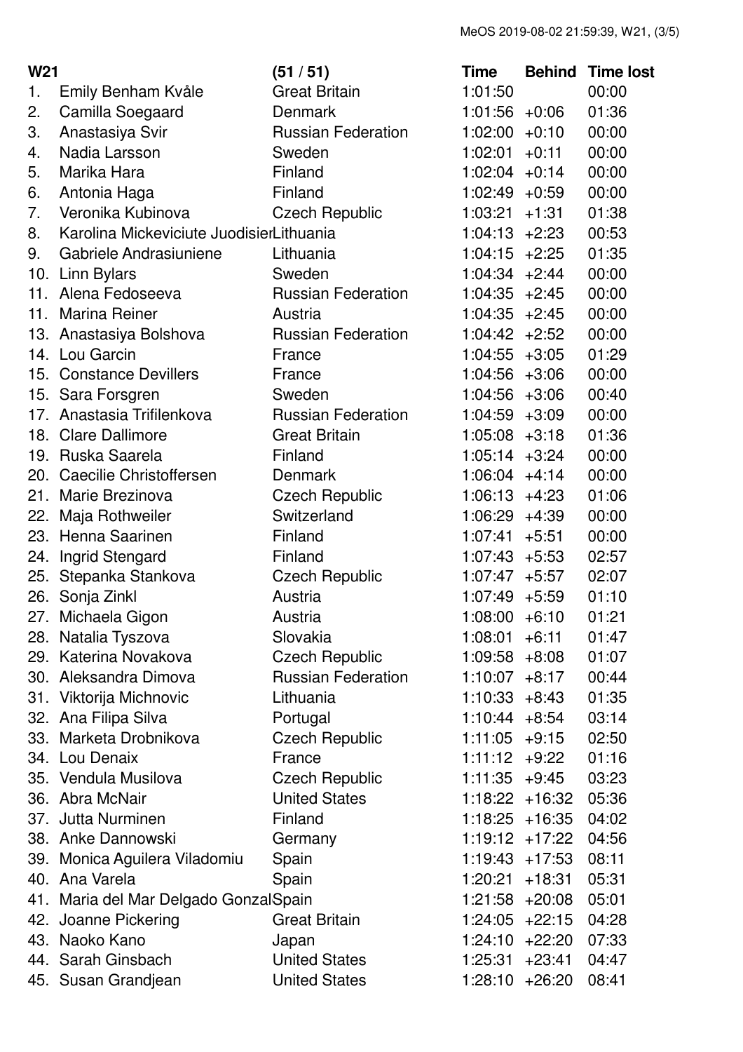| W21 | | (51 / 51) | Time | Behind | Time lost |
|---|---|---|---|---|---|
| 1. | Emily Benham Kvåle | Great Britain | 1:01:50 | | 00:00 |
| 2. | Camilla Soegaard | Denmark | 1:01:56 | +0:06 | 01:36 |
| 3. | Anastasiya Svir | Russian Federation | 1:02:00 | +0:10 | 00:00 |
| 4. | Nadia Larsson | Sweden | 1:02:01 | +0:11 | 00:00 |
| 5. | Marika Hara | Finland | 1:02:04 | +0:14 | 00:00 |
| 6. | Antonia Haga | Finland | 1:02:49 | +0:59 | 00:00 |
| 7. | Veronika Kubinova | Czech Republic | 1:03:21 | +1:31 | 01:38 |
| 8. | Karolina Mickeviciute Juodisier | Lithuania | 1:04:13 | +2:23 | 00:53 |
| 9. | Gabriele Andrasiuniene | Lithuania | 1:04:15 | +2:25 | 01:35 |
| 10. | Linn Bylars | Sweden | 1:04:34 | +2:44 | 00:00 |
| 11. | Alena Fedoseeva | Russian Federation | 1:04:35 | +2:45 | 00:00 |
| 11. | Marina Reiner | Austria | 1:04:35 | +2:45 | 00:00 |
| 13. | Anastasiya Bolshova | Russian Federation | 1:04:42 | +2:52 | 00:00 |
| 14. | Lou Garcin | France | 1:04:55 | +3:05 | 01:29 |
| 15. | Constance Devillers | France | 1:04:56 | +3:06 | 00:00 |
| 15. | Sara Forsgren | Sweden | 1:04:56 | +3:06 | 00:40 |
| 17. | Anastasia Trifilenkova | Russian Federation | 1:04:59 | +3:09 | 00:00 |
| 18. | Clare Dallimore | Great Britain | 1:05:08 | +3:18 | 01:36 |
| 19. | Ruska Saarela | Finland | 1:05:14 | +3:24 | 00:00 |
| 20. | Caecilie Christoffersen | Denmark | 1:06:04 | +4:14 | 00:00 |
| 21. | Marie Brezinova | Czech Republic | 1:06:13 | +4:23 | 01:06 |
| 22. | Maja Rothweiler | Switzerland | 1:06:29 | +4:39 | 00:00 |
| 23. | Henna Saarinen | Finland | 1:07:41 | +5:51 | 00:00 |
| 24. | Ingrid Stengard | Finland | 1:07:43 | +5:53 | 02:57 |
| 25. | Stepanka Stankova | Czech Republic | 1:07:47 | +5:57 | 02:07 |
| 26. | Sonja Zinkl | Austria | 1:07:49 | +5:59 | 01:10 |
| 27. | Michaela Gigon | Austria | 1:08:00 | +6:10 | 01:21 |
| 28. | Natalia Tyszova | Slovakia | 1:08:01 | +6:11 | 01:47 |
| 29. | Katerina Novakova | Czech Republic | 1:09:58 | +8:08 | 01:07 |
| 30. | Aleksandra Dimova | Russian Federation | 1:10:07 | +8:17 | 00:44 |
| 31. | Viktorija Michnovic | Lithuania | 1:10:33 | +8:43 | 01:35 |
| 32. | Ana Filipa Silva | Portugal | 1:10:44 | +8:54 | 03:14 |
| 33. | Marketa Drobnikova | Czech Republic | 1:11:05 | +9:15 | 02:50 |
| 34. | Lou Denaix | France | 1:11:12 | +9:22 | 01:16 |
| 35. | Vendula Musilova | Czech Republic | 1:11:35 | +9:45 | 03:23 |
| 36. | Abra McNair | United States | 1:18:22 | +16:32 | 05:36 |
| 37. | Jutta Nurminen | Finland | 1:18:25 | +16:35 | 04:02 |
| 38. | Anke Dannowski | Germany | 1:19:12 | +17:22 | 04:56 |
| 39. | Monica Aguilera Viladomiu | Spain | 1:19:43 | +17:53 | 08:11 |
| 40. | Ana Varela | Spain | 1:20:21 | +18:31 | 05:31 |
| 41. | Maria del Mar Delgado Gonzal | Spain | 1:21:58 | +20:08 | 05:01 |
| 42. | Joanne Pickering | Great Britain | 1:24:05 | +22:15 | 04:28 |
| 43. | Naoko Kano | Japan | 1:24:10 | +22:20 | 07:33 |
| 44. | Sarah Ginsbach | United States | 1:25:31 | +23:41 | 04:47 |
| 45. | Susan Grandjean | United States | 1:28:10 | +26:20 | 08:41 |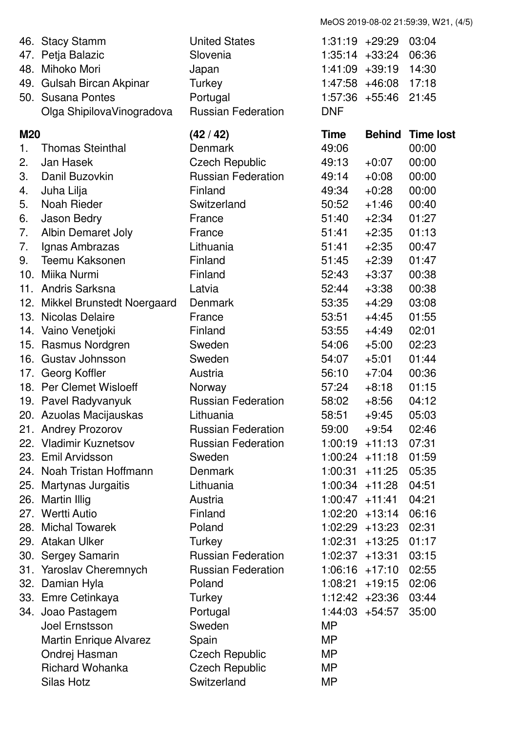| | Name | Country | Time | Behind | Time lost |
|---|---|---|---|---|---|
| 46. | Stacy Stamm | United States | 1:31:19 | +29:29 | 03:04 |
| 47. | Petja Balazic | Slovenia | 1:35:14 | +33:24 | 06:36 |
| 48. | Mihoko Mori | Japan | 1:41:09 | +39:19 | 14:30 |
| 49. | Gulsah Bircan Akpinar | Turkey | 1:47:58 | +46:08 | 17:18 |
| 50. | Susana Pontes | Portugal | 1:57:36 | +55:46 | 21:45 |
| | Olga ShipilovaVinogradova | Russian Federation | DNF | | |

| **M20** | | **(42 / 42)** | **Time** | **Behind** | **Time lost** |
|---|---|---|---|---|---|
| 1. | Thomas Steinthal | Denmark | 49:06 | | 00:00 |
| 2. | Jan Hasek | Czech Republic | 49:13 | +0:07 | 00:00 |
| 3. | Danil Buzovkin | Russian Federation | 49:14 | +0:08 | 00:00 |
| 4. | Juha Lilja | Finland | 49:34 | +0:28 | 00:00 |
| 5. | Noah Rieder | Switzerland | 50:52 | +1:46 | 00:40 |
| 6. | Jason Bedry | France | 51:40 | +2:34 | 01:27 |
| 7. | Albin Demaret Joly | France | 51:41 | +2:35 | 01:13 |
| 7. | Ignas Ambrazas | Lithuania | 51:41 | +2:35 | 00:47 |
| 9. | Teemu Kaksonen | Finland | 51:45 | +2:39 | 01:47 |
| 10. | Miika Nurmi | Finland | 52:43 | +3:37 | 00:38 |
| 11. | Andris Sarksna | Latvia | 52:44 | +3:38 | 00:38 |
| 12. | Mikkel Brunstedt Noergaard | Denmark | 53:35 | +4:29 | 03:08 |
| 13. | Nicolas Delaire | France | 53:51 | +4:45 | 01:55 |
| 14. | Vaino Venetjoki | Finland | 53:55 | +4:49 | 02:01 |
| 15. | Rasmus Nordgren | Sweden | 54:06 | +5:00 | 02:23 |
| 16. | Gustav Johnsson | Sweden | 54:07 | +5:01 | 01:44 |
| 17. | Georg Koffler | Austria | 56:10 | +7:04 | 00:36 |
| 18. | Per Clemet Wisloeff | Norway | 57:24 | +8:18 | 01:15 |
| 19. | Pavel Radyvanyuk | Russian Federation | 58:02 | +8:56 | 04:12 |
| 20. | Azuolas Macijauskas | Lithuania | 58:51 | +9:45 | 05:03 |
| 21. | Andrey Prozorov | Russian Federation | 59:00 | +9:54 | 02:46 |
| 22. | Vladimir Kuznetsov | Russian Federation | 1:00:19 | +11:13 | 07:31 |
| 23. | Emil Arvidsson | Sweden | 1:00:24 | +11:18 | 01:59 |
| 24. | Noah Tristan Hoffmann | Denmark | 1:00:31 | +11:25 | 05:35 |
| 25. | Martynas Jurgaitis | Lithuania | 1:00:34 | +11:28 | 04:51 |
| 26. | Martin Illig | Austria | 1:00:47 | +11:41 | 04:21 |
| 27. | Wertti Autio | Finland | 1:02:20 | +13:14 | 06:16 |
| 28. | Michal Towarek | Poland | 1:02:29 | +13:23 | 02:31 |
| 29. | Atakan Ulker | Turkey | 1:02:31 | +13:25 | 01:17 |
| 30. | Sergey Samarin | Russian Federation | 1:02:37 | +13:31 | 03:15 |
| 31. | Yaroslav Cheremnych | Russian Federation | 1:06:16 | +17:10 | 02:55 |
| 32. | Damian Hyla | Poland | 1:08:21 | +19:15 | 02:06 |
| 33. | Emre Cetinkaya | Turkey | 1:12:42 | +23:36 | 03:44 |
| 34. | Joao Pastagem | Portugal | 1:44:03 | +54:57 | 35:00 |
| | Joel Ernstsson | Sweden | MP | | |
| | Martin Enrique Alvarez | Spain | MP | | |
| | Ondrej Hasman | Czech Republic | MP | | |
| | Richard Wohanka | Czech Republic | MP | | |
| | Silas Hotz | Switzerland | MP | | |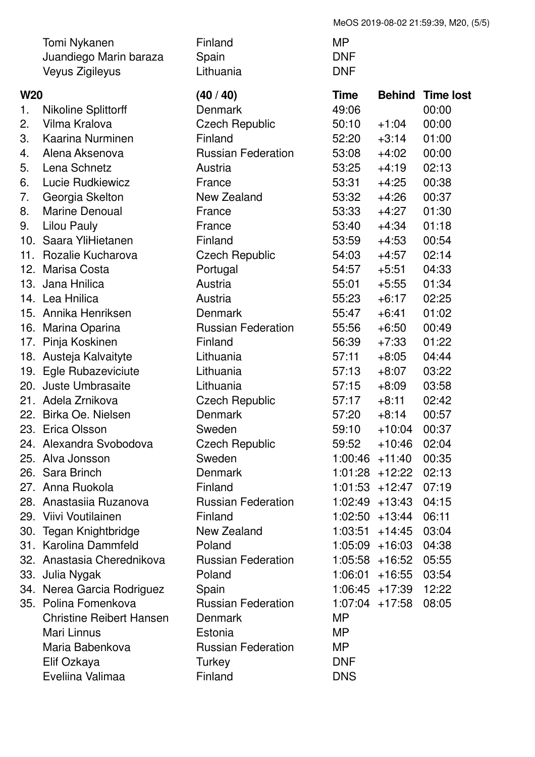| | | | |
|---|---|---|---|
| Tomi Nykanen | Finland | MP | | |
| Juandiego Marin baraza | Spain | DNF | | |
| Veyus Zigileyus | Lithuania | DNF | | |

| W20 | | (40 / 40) | Time | Behind | Time lost |
|---|---|---|---|---|---|
| 1. | Nikoline Splittorff | Denmark | 49:06 | | 00:00 |
| 2. | Vilma Kralova | Czech Republic | 50:10 | +1:04 | 00:00 |
| 3. | Kaarina Nurminen | Finland | 52:20 | +3:14 | 01:00 |
| 4. | Alena Aksenova | Russian Federation | 53:08 | +4:02 | 00:00 |
| 5. | Lena Schnetz | Austria | 53:25 | +4:19 | 02:13 |
| 6. | Lucie Rudkiewicz | France | 53:31 | +4:25 | 00:38 |
| 7. | Georgia Skelton | New Zealand | 53:32 | +4:26 | 00:37 |
| 8. | Marine Denoual | France | 53:33 | +4:27 | 01:30 |
| 9. | Lilou Pauly | France | 53:40 | +4:34 | 01:18 |
| 10. | Saara YliHietanen | Finland | 53:59 | +4:53 | 00:54 |
| 11. | Rozalie Kucharova | Czech Republic | 54:03 | +4:57 | 02:14 |
| 12. | Marisa Costa | Portugal | 54:57 | +5:51 | 04:33 |
| 13. | Jana Hnilica | Austria | 55:01 | +5:55 | 01:34 |
| 14. | Lea Hnilica | Austria | 55:23 | +6:17 | 02:25 |
| 15. | Annika Henriksen | Denmark | 55:47 | +6:41 | 01:02 |
| 16. | Marina Oparina | Russian Federation | 55:56 | +6:50 | 00:49 |
| 17. | Pinja Koskinen | Finland | 56:39 | +7:33 | 01:22 |
| 18. | Austeja Kalvaityte | Lithuania | 57:11 | +8:05 | 04:44 |
| 19. | Egle Rubazeviciute | Lithuania | 57:13 | +8:07 | 03:22 |
| 20. | Juste Umbrasaite | Lithuania | 57:15 | +8:09 | 03:58 |
| 21. | Adela Zrnikova | Czech Republic | 57:17 | +8:11 | 02:42 |
| 22. | Birka Oe. Nielsen | Denmark | 57:20 | +8:14 | 00:57 |
| 23. | Erica Olsson | Sweden | 59:10 | +10:04 | 00:37 |
| 24. | Alexandra Svobodova | Czech Republic | 59:52 | +10:46 | 02:04 |
| 25. | Alva Jonsson | Sweden | 1:00:46 | +11:40 | 00:35 |
| 26. | Sara Brinch | Denmark | 1:01:28 | +12:22 | 02:13 |
| 27. | Anna Ruokola | Finland | 1:01:53 | +12:47 | 07:19 |
| 28. | Anastasiia Ruzanova | Russian Federation | 1:02:49 | +13:43 | 04:15 |
| 29. | Viivi Voutilainen | Finland | 1:02:50 | +13:44 | 06:11 |
| 30. | Tegan Knightbridge | New Zealand | 1:03:51 | +14:45 | 03:04 |
| 31. | Karolina Dammfeld | Poland | 1:05:09 | +16:03 | 04:38 |
| 32. | Anastasia Cherednikova | Russian Federation | 1:05:58 | +16:52 | 05:55 |
| 33. | Julia Nygak | Poland | 1:06:01 | +16:55 | 03:54 |
| 34. | Nerea Garcia Rodriguez | Spain | 1:06:45 | +17:39 | 12:22 |
| 35. | Polina Fomenkova | Russian Federation | 1:07:04 | +17:58 | 08:05 |
| | Christine Reibert Hansen | Denmark | MP | | |
| | Mari Linnus | Estonia | MP | | |
| | Maria Babenkova | Russian Federation | MP | | |
| | Elif Ozkaya | Turkey | DNF | | |
| | Eveliina Valimaa | Finland | DNS | | |